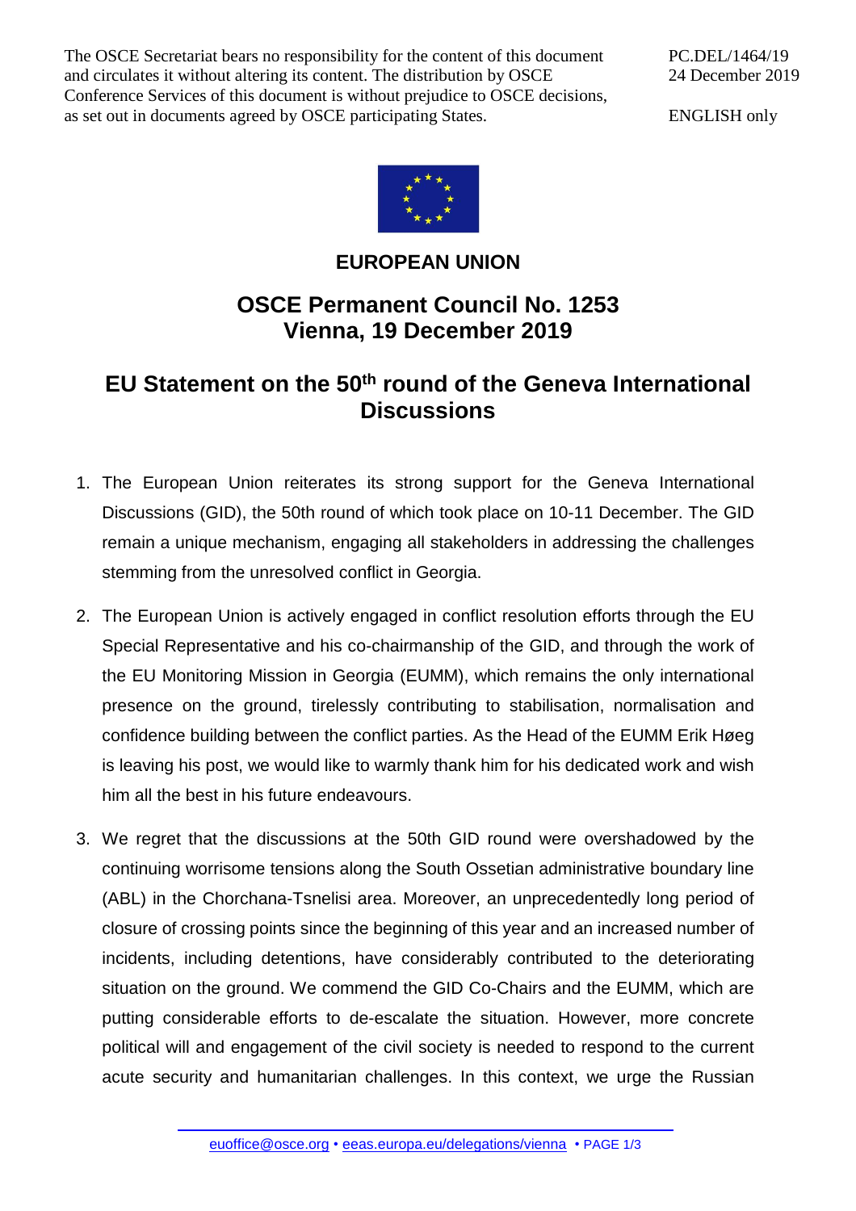The OSCE Secretariat bears no responsibility for the content of this document and circulates it without altering its content. The distribution by OSCE Conference Services of this document is without prejudice to OSCE decisions, as set out in documents agreed by OSCE participating States.

PC.DEL/1464/19
24 December 2019

ENGLISH only

# EUROPEAN UNION

## OSCE Permanent Council No. 1253
## Vienna, 19 December 2019

## EU Statement on the 50th round of the Geneva International Discussions

1. The European Union reiterates its strong support for the Geneva International Discussions (GID), the 50th round of which took place on 10-11 December. The GID remain a unique mechanism, engaging all stakeholders in addressing the challenges stemming from the unresolved conflict in Georgia.

2. The European Union is actively engaged in conflict resolution efforts through the EU Special Representative and his co-chairmanship of the GID, and through the work of the EU Monitoring Mission in Georgia (EUMM), which remains the only international presence on the ground, tirelessly contributing to stabilisation, normalisation and confidence building between the conflict parties. As the Head of the EUMM Erik Høeg is leaving his post, we would like to warmly thank him for his dedicated work and wish him all the best in his future endeavours.

3. We regret that the discussions at the 50th GID round were overshadowed by the continuing worrisome tensions along the South Ossetian administrative boundary line (ABL) in the Chorchana-Tsnelisi area. Moreover, an unprecedentedly long period of closure of crossing points since the beginning of this year and an increased number of incidents, including detentions, have considerably contributed to the deteriorating situation on the ground. We commend the GID Co-Chairs and the EUMM, which are putting considerable efforts to de-escalate the situation. However, more concrete political will and engagement of the civil society is needed to respond to the current acute security and humanitarian challenges. In this context, we urge the Russian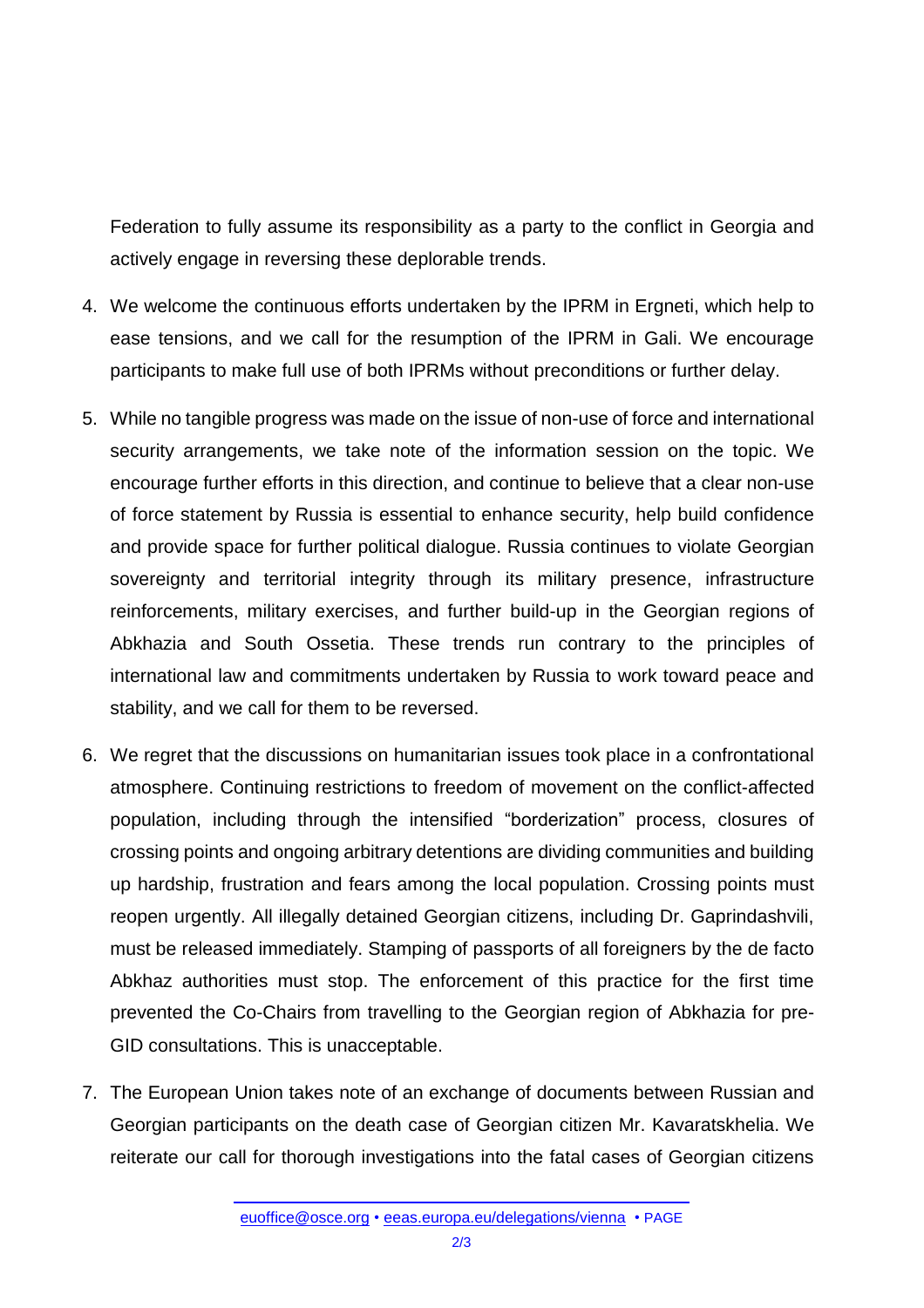Federation to fully assume its responsibility as a party to the conflict in Georgia and actively engage in reversing these deplorable trends.

4. We welcome the continuous efforts undertaken by the IPRM in Ergneti, which help to ease tensions, and we call for the resumption of the IPRM in Gali. We encourage participants to make full use of both IPRMs without preconditions or further delay.

5. While no tangible progress was made on the issue of non-use of force and international security arrangements, we take note of the information session on the topic. We encourage further efforts in this direction, and continue to believe that a clear non-use of force statement by Russia is essential to enhance security, help build confidence and provide space for further political dialogue. Russia continues to violate Georgian sovereignty and territorial integrity through its military presence, infrastructure reinforcements, military exercises, and further build-up in the Georgian regions of Abkhazia and South Ossetia. These trends run contrary to the principles of international law and commitments undertaken by Russia to work toward peace and stability, and we call for them to be reversed.

6. We regret that the discussions on humanitarian issues took place in a confrontational atmosphere. Continuing restrictions to freedom of movement on the conflict-affected population, including through the intensified "borderization" process, closures of crossing points and ongoing arbitrary detentions are dividing communities and building up hardship, frustration and fears among the local population. Crossing points must reopen urgently. All illegally detained Georgian citizens, including Dr. Gaprindashvili, must be released immediately. Stamping of passports of all foreigners by the de facto Abkhaz authorities must stop. The enforcement of this practice for the first time prevented the Co-Chairs from travelling to the Georgian region of Abkhazia for pre-GID consultations. This is unacceptable.

7. The European Union takes note of an exchange of documents between Russian and Georgian participants on the death case of Georgian citizen Mr. Kavaratskhelia. We reiterate our call for thorough investigations into the fatal cases of Georgian citizens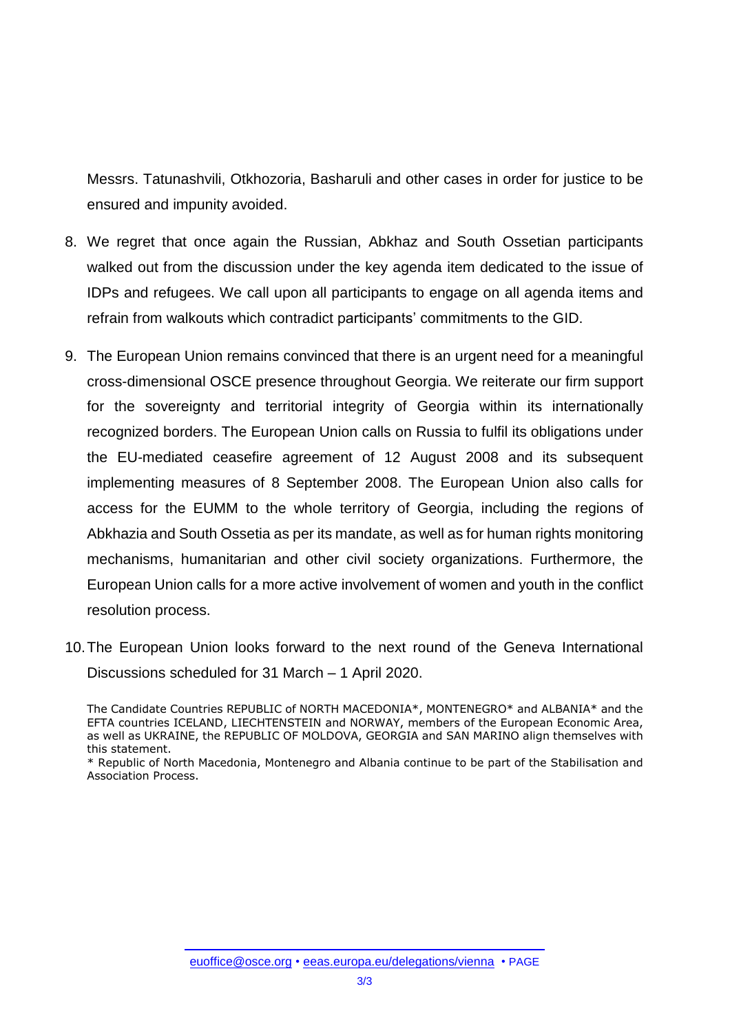Messrs. Tatunashvili, Otkhozoria, Basharuli and other cases in order for justice to be ensured and impunity avoided.

8. We regret that once again the Russian, Abkhaz and South Ossetian participants walked out from the discussion under the key agenda item dedicated to the issue of IDPs and refugees. We call upon all participants to engage on all agenda items and refrain from walkouts which contradict participants' commitments to the GID.

9. The European Union remains convinced that there is an urgent need for a meaningful cross-dimensional OSCE presence throughout Georgia. We reiterate our firm support for the sovereignty and territorial integrity of Georgia within its internationally recognized borders. The European Union calls on Russia to fulfil its obligations under the EU-mediated ceasefire agreement of 12 August 2008 and its subsequent implementing measures of 8 September 2008. The European Union also calls for access for the EUMM to the whole territory of Georgia, including the regions of Abkhazia and South Ossetia as per its mandate, as well as for human rights monitoring mechanisms, humanitarian and other civil society organizations. Furthermore, the European Union calls for a more active involvement of women and youth in the conflict resolution process.

10. The European Union looks forward to the next round of the Geneva International Discussions scheduled for 31 March – 1 April 2020.

The Candidate Countries REPUBLIC of NORTH MACEDONIA*, MONTENEGRO* and ALBANIA* and the EFTA countries ICELAND, LIECHTENSTEIN and NORWAY, members of the European Economic Area, as well as UKRAINE, the REPUBLIC OF MOLDOVA, GEORGIA and SAN MARINO align themselves with this statement.

* Republic of North Macedonia, Montenegro and Albania continue to be part of the Stabilisation and Association Process.

euoffice@osce.org • eeas.europa.eu/delegations/vienna